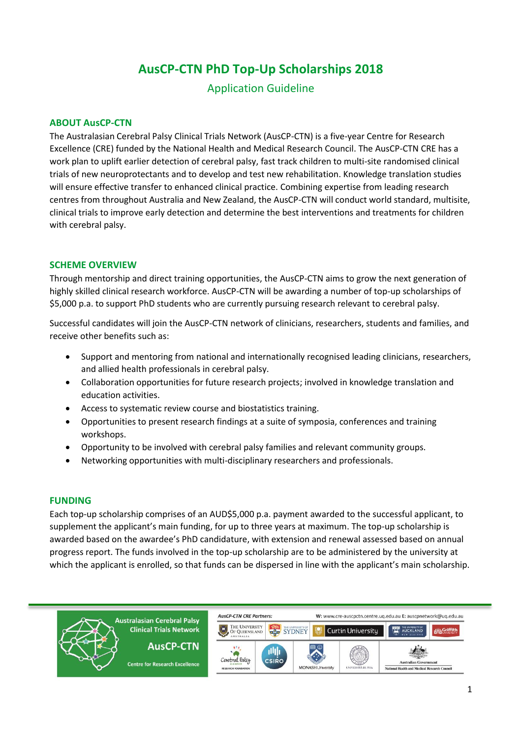# AusCP-CTN PhD Top-Up Scholarships 2018

## Application Guideline

### ABOUT AusCP-CTN

The Australasian Cerebral Palsy Clinical Trials Network (AusCP-CTN) is a five-year Centre for Research Excellence (CRE) funded by the National Health and Medical Research Council. The AusCP-CTN CRE has a work plan to uplift earlier detection of cerebral palsy, fast track children to multi-site randomised clinical trials of new neuroprotectants and to develop and test new rehabilitation. Knowledge translation studies will ensure effective transfer to enhanced clinical practice. Combining expertise from leading research centres from throughout Australia and New Zealand, the AusCP-CTN will conduct world standard, multisite, clinical trials to improve early detection and determine the best interventions and treatments for children with cerebral palsy.

### SCHEME OVERVIEW

Through mentorship and direct training opportunities, the AusCP-CTN aims to grow the next generation of highly skilled clinical research workforce. AusCP-CTN will be awarding a number of top-up scholarships of $5,000 p.a. to support PhD students who are currently pursuing research relevant to cerebral palsy.

Successful candidates will join the AusCP-CTN network of clinicians, researchers, students and families, and receive other benefits such as:

- Support and mentoring from national and internationally recognised leading clinicians, researchers, and allied health professionals in cerebral palsy.
- Collaboration opportunities for future research projects; involved in knowledge translation and education activities.
- Access to systematic review course and biostatistics training.
- Opportunities to present research findings at a suite of symposia, conferences and training workshops.
- Opportunity to be involved with cerebral palsy families and relevant community groups.
- Networking opportunities with multi-disciplinary researchers and professionals.

### FUNDING

Each top-up scholarship comprises of an AUD$5,000 p.a. payment awarded to the successful applicant, to supplement the applicant's main funding, for up to three years at maximum. The top-up scholarship is awarded based on the awardee's PhD candidature, with extension and renewal assessed based on annual progress report. The funds involved in the top-up scholarship are to be administered by the university at which the applicant is enrolled, so that funds can be dispersed in line with the applicant's main scholarship.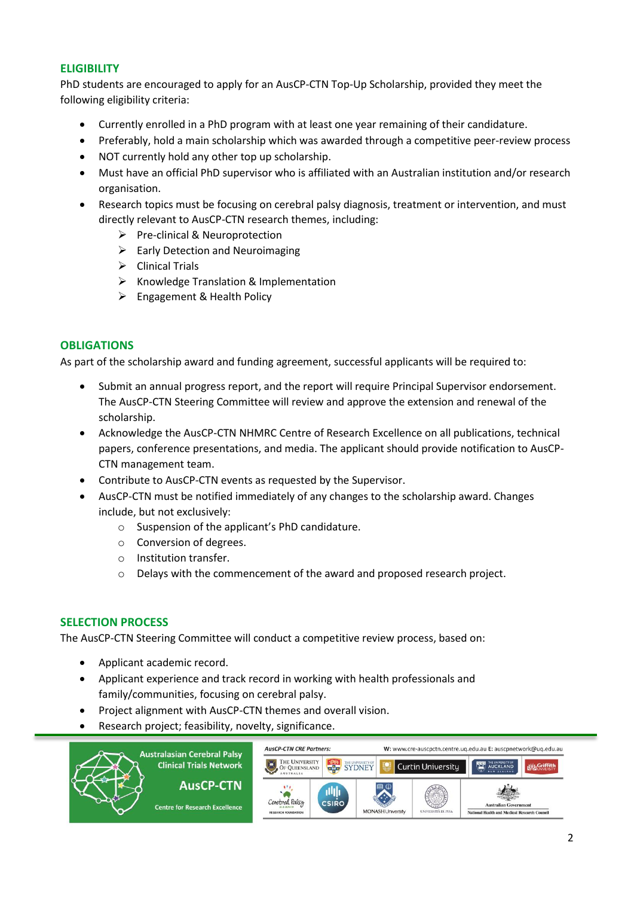## ELIGIBILITY

PhD students are encouraged to apply for an AusCP-CTN Top-Up Scholarship, provided they meet the following eligibility criteria:

- Currently enrolled in a PhD program with at least one year remaining of their candidature.
- Preferably, hold a main scholarship which was awarded through a competitive peer-review process
- NOT currently hold any other top up scholarship.
- Must have an official PhD supervisor who is affiliated with an Australian institution and/or research organisation.
- Research topics must be focusing on cerebral palsy diagnosis, treatment or intervention, and must directly relevant to AusCP-CTN research themes, including:
  - Pre-clinical & Neuroprotection
  - Early Detection and Neuroimaging
  - Clinical Trials
  - Knowledge Translation & Implementation
  - Engagement & Health Policy

## OBLIGATIONS

As part of the scholarship award and funding agreement, successful applicants will be required to:

- Submit an annual progress report, and the report will require Principal Supervisor endorsement. The AusCP-CTN Steering Committee will review and approve the extension and renewal of the scholarship.
- Acknowledge the AusCP-CTN NHMRC Centre of Research Excellence on all publications, technical papers, conference presentations, and media. The applicant should provide notification to AusCP-CTN management team.
- Contribute to AusCP-CTN events as requested by the Supervisor.
- AusCP-CTN must be notified immediately of any changes to the scholarship award. Changes include, but not exclusively:
  - Suspension of the applicant's PhD candidature.
  - Conversion of degrees.
  - Institution transfer.
  - Delays with the commencement of the award and proposed research project.

## SELECTION PROCESS

The AusCP-CTN Steering Committee will conduct a competitive review process, based on:

- Applicant academic record.
- Applicant experience and track record in working with health professionals and family/communities, focusing on cerebral palsy.
- Project alignment with AusCP-CTN themes and overall vision.
- Research project; feasibility, novelty, significance.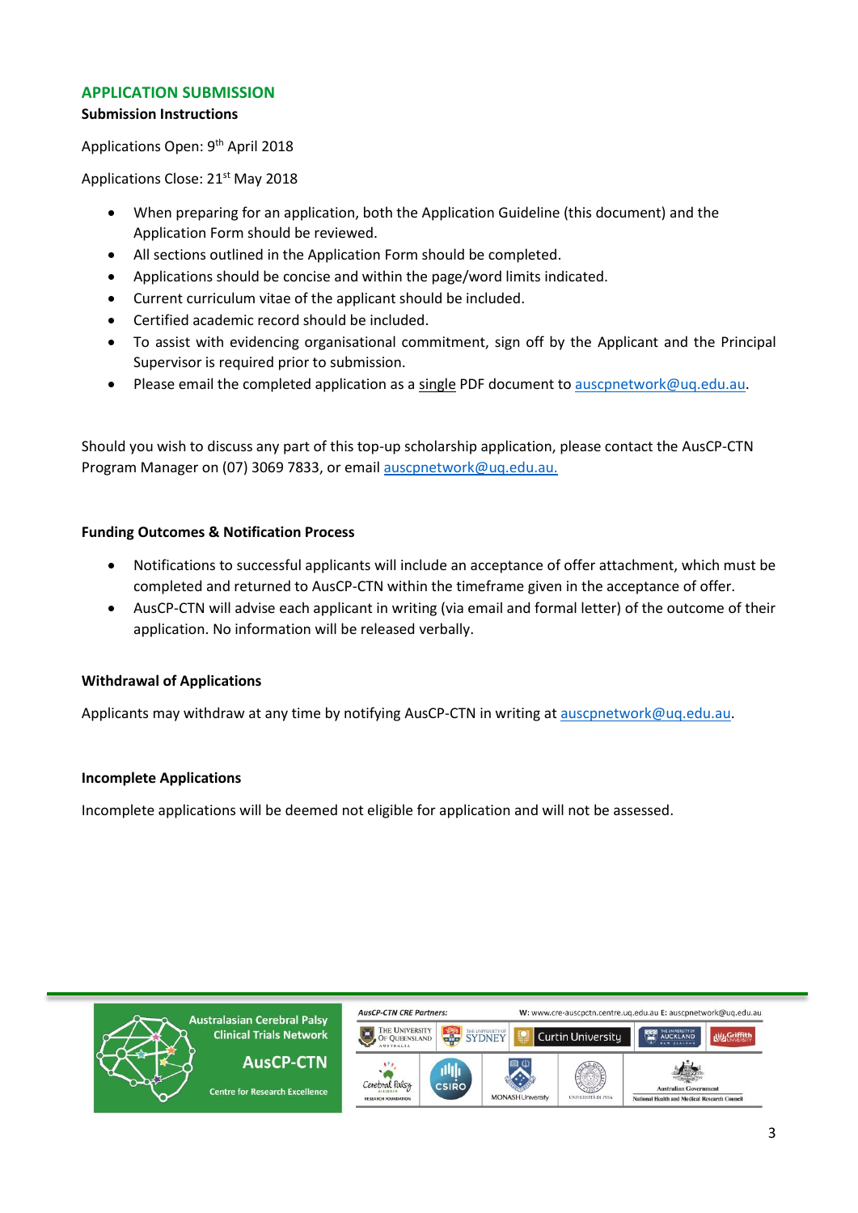## APPLICATION SUBMISSION

### Submission Instructions

Applications Open: 9th April 2018

Applications Close: 21st May 2018

- When preparing for an application, both the Application Guideline (this document) and the Application Form should be reviewed.
- All sections outlined in the Application Form should be completed.
- Applications should be concise and within the page/word limits indicated.
- Current curriculum vitae of the applicant should be included.
- Certified academic record should be included.
- To assist with evidencing organisational commitment, sign off by the Applicant and the Principal Supervisor is required prior to submission.
- Please email the completed application as a single PDF document to auscpnetwork@uq.edu.au.

Should you wish to discuss any part of this top-up scholarship application, please contact the AusCP-CTN Program Manager on (07) 3069 7833, or email auscpnetwork@uq.edu.au.

### Funding Outcomes & Notification Process

- Notifications to successful applicants will include an acceptance of offer attachment, which must be completed and returned to AusCP-CTN within the timeframe given in the acceptance of offer.
- AusCP-CTN will advise each applicant in writing (via email and formal letter) of the outcome of their application. No information will be released verbally.

### Withdrawal of Applications

Applicants may withdraw at any time by notifying AusCP-CTN in writing at auscpnetwork@uq.edu.au.

### Incomplete Applications

Incomplete applications will be deemed not eligible for application and will not be assessed.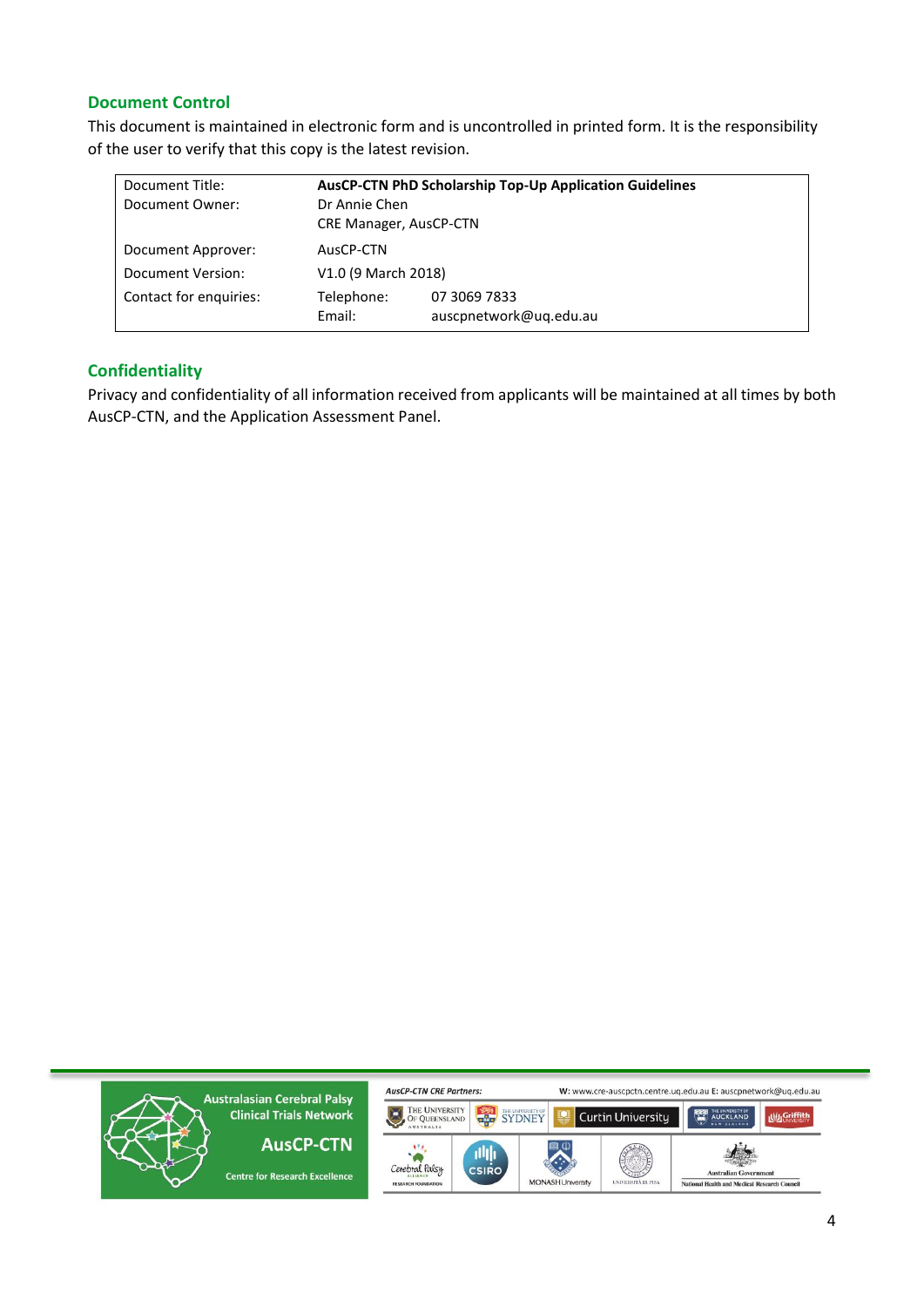## Document Control

This document is maintained in electronic form and is uncontrolled in printed form. It is the responsibility of the user to verify that this copy is the latest revision.

| | | |
|---|---|---|
| Document Title: | **AusCP-CTN PhD Scholarship Top-Up Application Guidelines** | |
| Document Owner: | Dr Annie Chen<br>CRE Manager, AusCP-CTN | |
| Document Approver: | AusCP-CTN | |
| Document Version: | V1.0 (9 March 2018) | |
| Contact for enquiries: | Telephone:<br>Email: | 07 3069 7833<br>auscpnetwork@uq.edu.au |

## Confidentiality

Privacy and confidentiality of all information received from applicants will be maintained at all times by both AusCP-CTN, and the Application Assessment Panel.